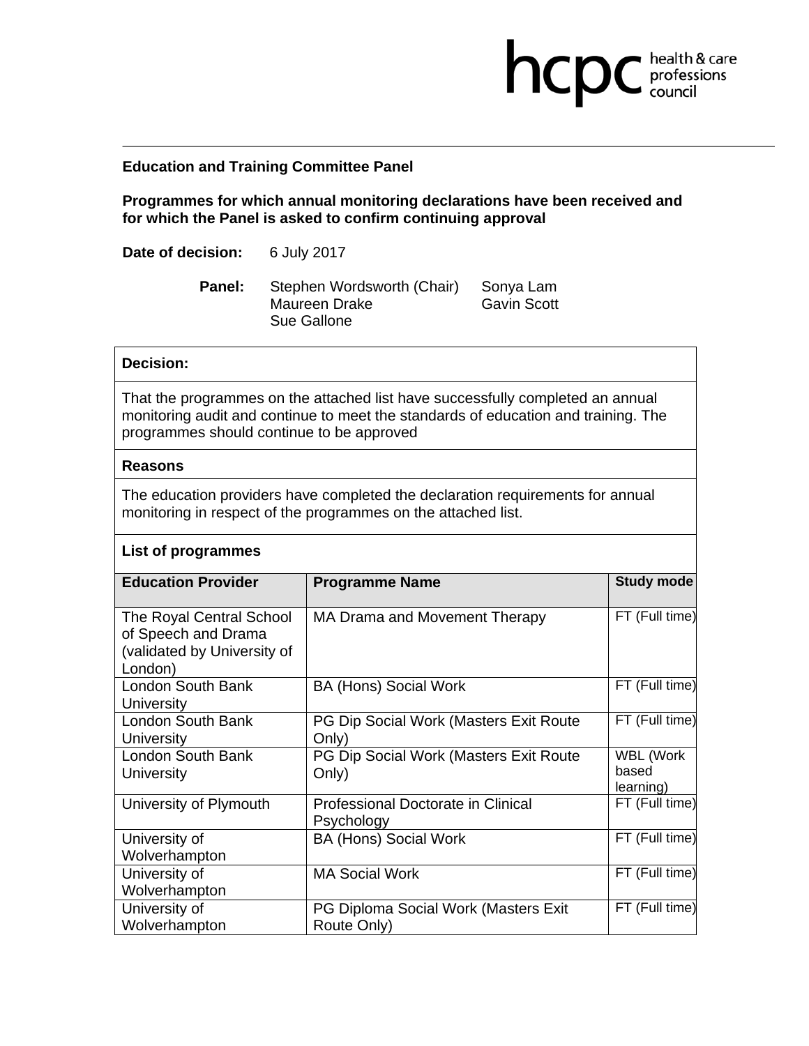**Education and Training Committee Panel**

**Programmes for which annual monitoring declarations have been received and for which the Panel is asked to confirm continuing approval**

**Date of decision:** 6 July 2017

**Panel:** Stephen Wordsworth (Chair), Maureen Drake, Sue Gallone, Sonya Lam, Gavin Scott

**Decision:**

That the programmes on the attached list have successfully completed an annual monitoring audit and continue to meet the standards of education and training. The programmes should continue to be approved

**Reasons**

The education providers have completed the declaration requirements for annual monitoring in respect of the programmes on the attached list.

**List of programmes**

| Education Provider | Programme Name | Study mode |
|---|---|---|
| The Royal Central School of Speech and Drama (validated by University of London) | MA Drama and Movement Therapy | FT (Full time) |
| London South Bank University | BA (Hons) Social Work | FT (Full time) |
| London South Bank University | PG Dip Social Work (Masters Exit Route Only) | FT (Full time) |
| London South Bank University | PG Dip Social Work (Masters Exit Route Only) | WBL (Work based learning) |
| University of Plymouth | Professional Doctorate in Clinical Psychology | FT (Full time) |
| University of Wolverhampton | BA (Hons) Social Work | FT (Full time) |
| University of Wolverhampton | MA Social Work | FT (Full time) |
| University of Wolverhampton | PG Diploma Social Work (Masters Exit Route Only) | FT (Full time) |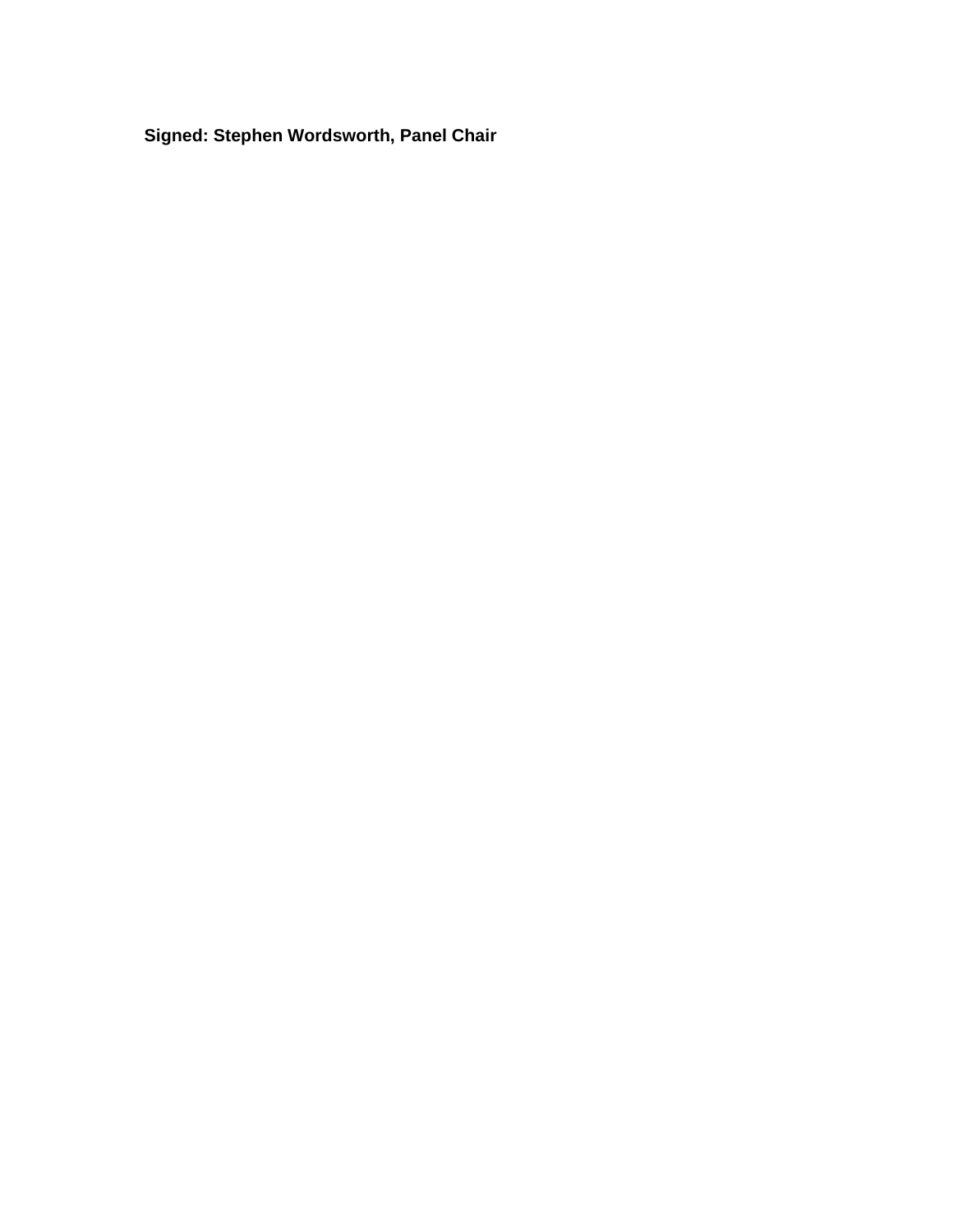**Signed: Stephen Wordsworth, Panel Chair**